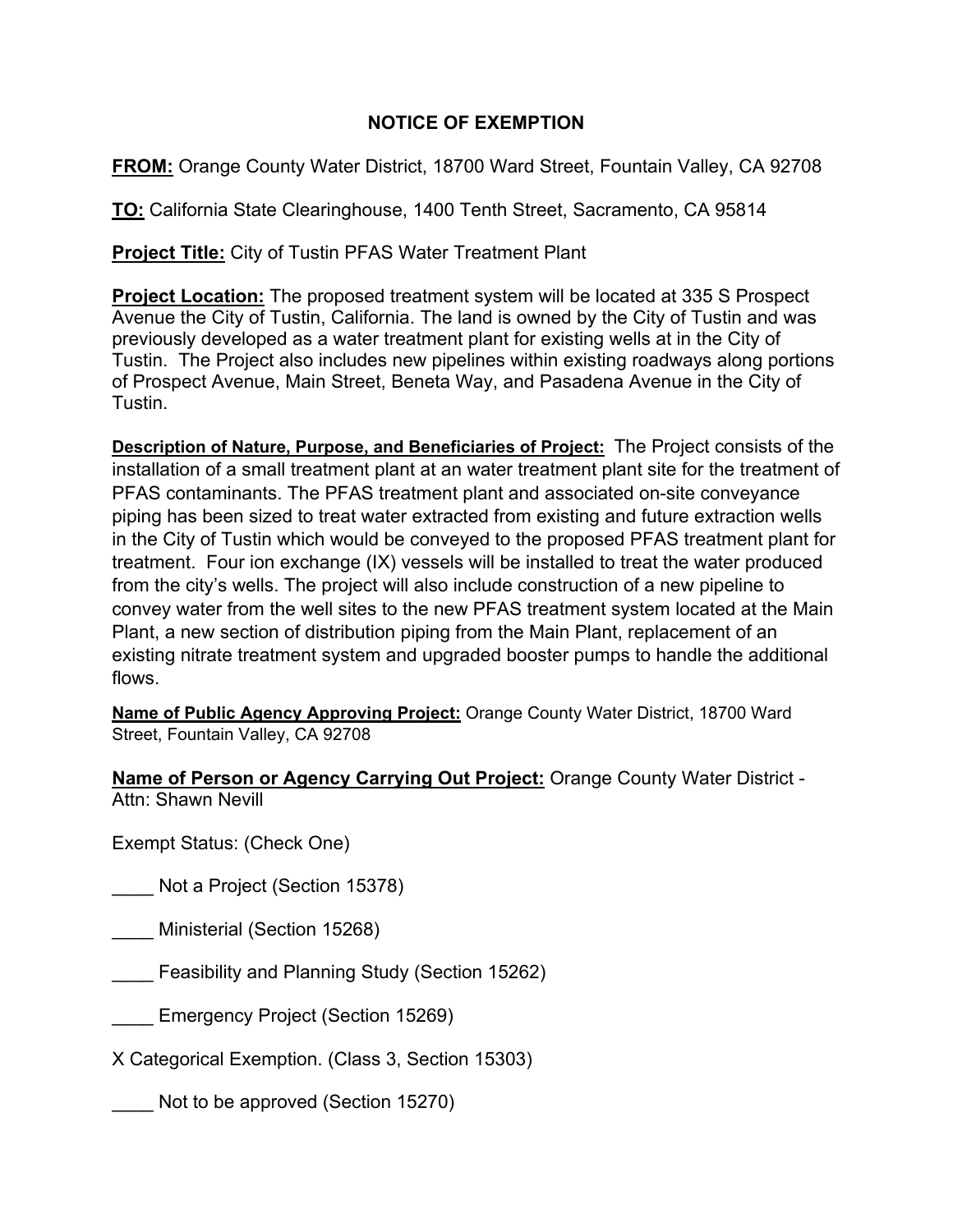# NOTICE OF EXEMPTION

**FROM:** Orange County Water District, 18700 Ward Street, Fountain Valley, CA 92708

**TO:** California State Clearinghouse, 1400 Tenth Street, Sacramento, CA 95814

**Project Title:** City of Tustin PFAS Water Treatment Plant

**Project Location:** The proposed treatment system will be located at 335 S Prospect Avenue the City of Tustin, California. The land is owned by the City of Tustin and was previously developed as a water treatment plant for existing wells at in the City of Tustin. The Project also includes new pipelines within existing roadways along portions of Prospect Avenue, Main Street, Beneta Way, and Pasadena Avenue in the City of Tustin.

**Description of Nature, Purpose, and Beneficiaries of Project:** The Project consists of the installation of a small treatment plant at an water treatment plant site for the treatment of PFAS contaminants. The PFAS treatment plant and associated on-site conveyance piping has been sized to treat water extracted from existing and future extraction wells in the City of Tustin which would be conveyed to the proposed PFAS treatment plant for treatment. Four ion exchange (IX) vessels will be installed to treat the water produced from the city's wells. The project will also include construction of a new pipeline to convey water from the well sites to the new PFAS treatment system located at the Main Plant, a new section of distribution piping from the Main Plant, replacement of an existing nitrate treatment system and upgraded booster pumps to handle the additional flows.

**Name of Public Agency Approving Project:** Orange County Water District, 18700 Ward Street, Fountain Valley, CA 92708

**Name of Person or Agency Carrying Out Project:** Orange County Water District - Attn: Shawn Nevill

Exempt Status: (Check One)

____ Not a Project (Section 15378)

____ Ministerial (Section 15268)

____ Feasibility and Planning Study (Section 15262)

____ Emergency Project (Section 15269)

X Categorical Exemption. (Class 3, Section 15303)

____ Not to be approved (Section 15270)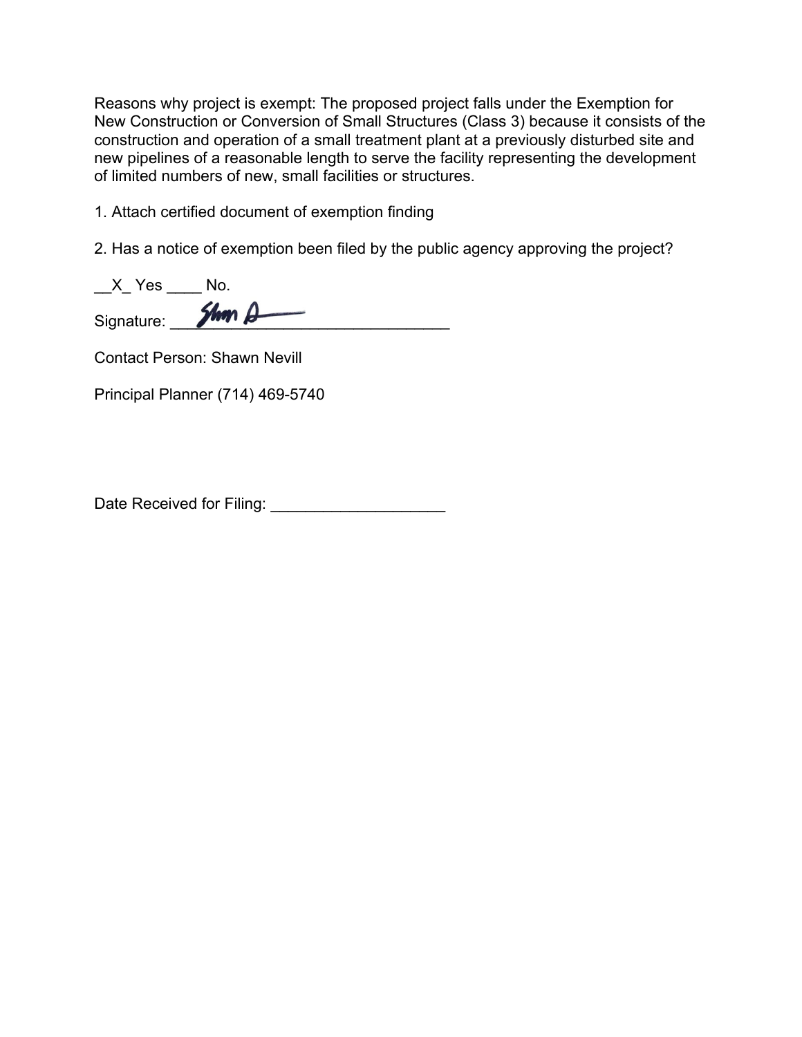Reasons why project is exempt: The proposed project falls under the Exemption for New Construction or Conversion of Small Structures (Class 3) because it consists of the construction and operation of a small treatment plant at a previously disturbed site and new pipelines of a reasonable length to serve the facility representing the development of limited numbers of new, small facilities or structures.

1. Attach certified document of exemption finding

2. Has a notice of exemption been filed by the public agency approving the project?

__X_ Yes ____ No.

Signature: ________________________________

Contact Person: Shawn Nevill

Principal Planner (714) 469-5740

Date Received for Filing: ____________________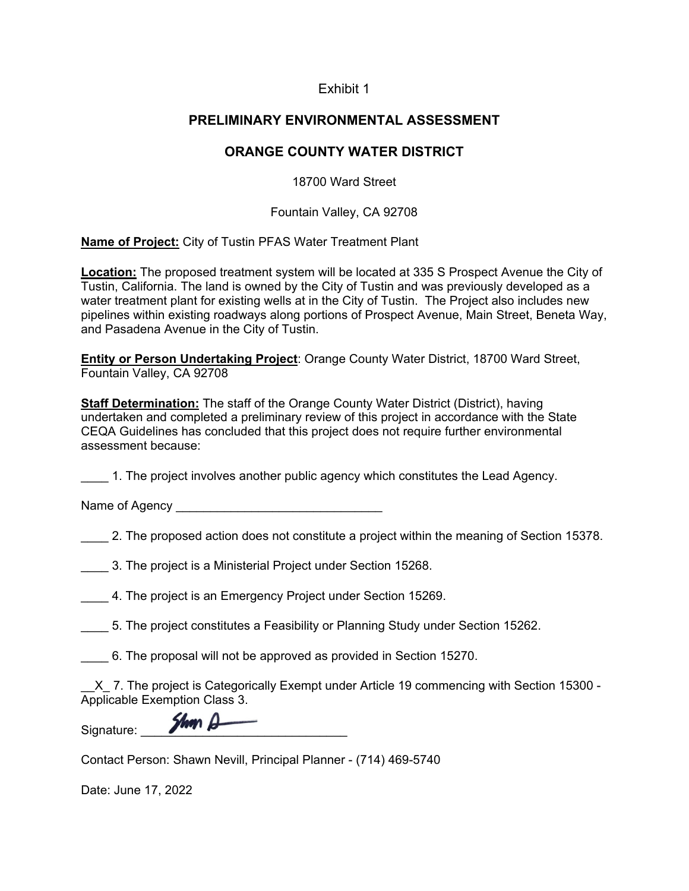Exhibit 1

## PRELIMINARY ENVIRONMENTAL ASSESSMENT

## ORANGE COUNTY WATER DISTRICT

18700 Ward Street

Fountain Valley, CA 92708

**Name of Project:** City of Tustin PFAS Water Treatment Plant

**Location:** The proposed treatment system will be located at 335 S Prospect Avenue the City of Tustin, California. The land is owned by the City of Tustin and was previously developed as a water treatment plant for existing wells at in the City of Tustin. The Project also includes new pipelines within existing roadways along portions of Prospect Avenue, Main Street, Beneta Way, and Pasadena Avenue in the City of Tustin.

**Entity or Person Undertaking Project**: Orange County Water District, 18700 Ward Street, Fountain Valley, CA 92708

**Staff Determination:** The staff of the Orange County Water District (District), having undertaken and completed a preliminary review of this project in accordance with the State CEQA Guidelines has concluded that this project does not require further environmental assessment because:

____ 1. The project involves another public agency which constitutes the Lead Agency.

Name of Agency ______________________________

____ 2. The proposed action does not constitute a project within the meaning of Section 15378.

____ 3. The project is a Ministerial Project under Section 15268.

____ 4. The project is an Emergency Project under Section 15269.

____ 5. The project constitutes a Feasibility or Planning Study under Section 15262.

____ 6. The proposal will not be approved as provided in Section 15270.

__X_ 7. The project is Categorically Exempt under Article 19 commencing with Section 15300 - Applicable Exemption Class 3.

Signature: ______________________________

Contact Person: Shawn Nevill, Principal Planner - (714) 469-5740

Date: June 17, 2022